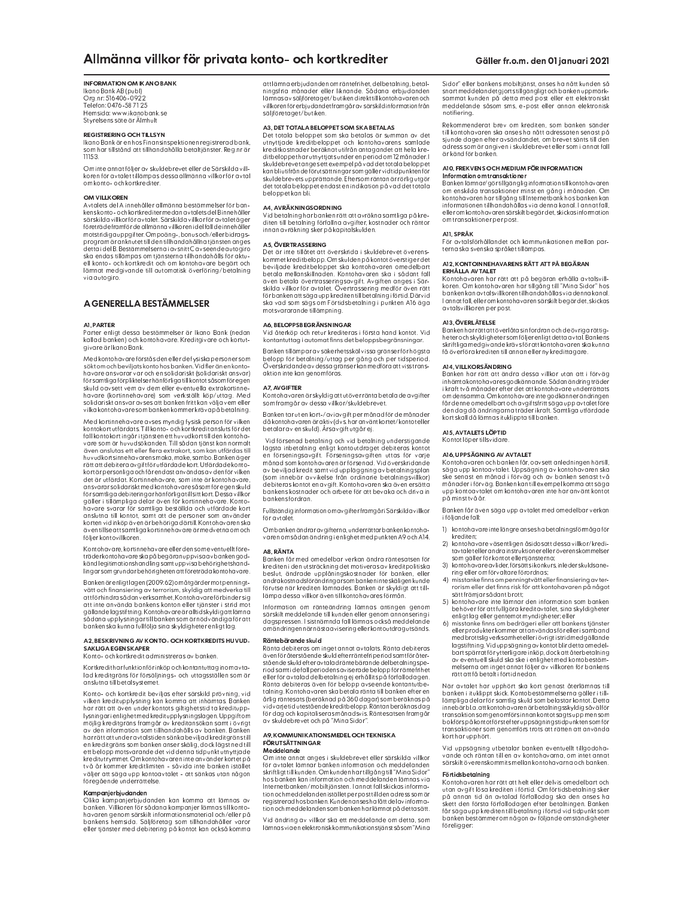# Allmänna villkor för privata konto- och kortkrediter

Gäller fr.o.m. den 01 januari 2021

**INFORMATION OM IKANO BANK**
Ikano Bank AB (publ)
Org.nr: 516406-0922
Telefon: 0476-58 71 25
Hemsida: www.ikanobank.se
Styrelsens säte är Älmhult

**REGISTRERING OCH TILLSYN**
Ikano Bank är en hos Finansinspektionen registrerad bank, som har tillstånd att tillhandahålla betaltjänster. Reg.nr är 11153.

Om inte annat följer av skuldebrevet eller de Särskilda villkoren för avtalet tillämpas dessa allmänna villkor för avtal om konto- och kortkrediter.

**OM VILLKOREN**
Avtalets del A innehåller allmänna bestämmelser för bankens konto- och kortkrediter medan avtalets del B innehåller särskilda villkor för avtalet. Särskilda villkor för avtalet äger företräde framför de allmänna villkoren i det fall de innehåller motstridiga uppgifter. Om poäng-, bonus och/eller bidragsprogram är knutet till den tillhandahållna tjänsten anges detta i del B. Bestämmelserna i avsnitt C avseende autogiro ska endast tillämpas om tjänsterna tillhandahålls för aktuell konto- och kortkredit och om kontohavare begärt och lämnat medgivande till automatisk överföring/betalning via autogiro.

## A GENERELLA BESTÄMMELSER

**A1, PARTER**
Parter enligt dessa bestämmelser är Ikano Bank (nedan kallad banken) och kontohavare. Kreditgivare och kortutgivare är Ikano Bank.

Med kontohavare förstås den eller de fysiska personer som sökt om och beviljats konto hos banken. Vid fler än en kontohavare ansvarar var och en solidariskt (solidariskt ansvar) för samtliga förpliktelser hänförliga till kontot såsom för egen skuld oavsett vem av dem eller eventuella extrakortinnehavare (kortinnehavare) som verkställt köp/uttag. Med solidariskt ansvar avses att banken fritt kan välja vem eller vilka kontohavare som banken kommer kräva på betalning.

Med kortinnehavare avses myndig fysisk person för vilken kontokort utfärdats. Till konto- och kortkreditanslutts för det fall kontokort ingår i tjänsten ett huvudkort till den kontohavare som är huvudsökanden. Till sådan tjänst kan normalt även anslutas ett eller flera extrakort, som kan utfärdas till huvudkortsinnehavarens make, maka, sambo. Banken äger rätt att debitera avgift för utfärdade kort. Utfärdade kontokort är personliga och får endast användas av den för vilken det är utfärdat. Kortinnehavare, som inte är kontohavare, ansvarar solidariskt med kontohavare såsom för egen skuld för samtliga debiteringar hänförliga till sitt kort. Dessa villkor gäller i tillämpliga delar även för kortinnehavare. Kontohavare svarar för samtliga beställda och utfärdade kort anslutna till kontot, samt att de personer som använder korten vid inköp även är behöriga därtill. Kontohavaren ska även tillse att samtliga kortinnehavare är medvetna om och följer kontovillkoren.

Kontohavare, kortinnehavare eller den som eventuellt företräder kontohavare ska på begäran uppvisa av banken godkänd legitimationshandling samt uppvisa behörighetshandlingar som grundar behörigheten att företräda kontohavare.

Banken är enligt lagen (2009:62) om åtgärder mot penningtvätt och finansiering av terrorism, skyldig att medverka till att förhindra sådan verksamhet. Kontohavare förbinder sig att inte använda bankens konton eller tjänster i strid mot gällande lagstiftning. Kontohavare är alltid skyldig att lämna sådana upplysningar till banken som är nödvändiga för att banken ska kunna fullfölja sina skyldigheter enligt lag.

**A2, BESKRIVNING AV KONTO- OCH KORTKREDITS HUVUDSAKLIGA EGENSKAPER**
Konto- och kortkredit administreras av banken.

Kortkredit har funktion för inköp och kontantuttag i nomavtalad kreditgräns för försäljnings- och uttagsställen som är anslutna till betalsystemet.

Konto- och kortkredit beviljas efter särskild prövning, vid vilken kreditupplysning kan komma att inhämtas. Banken har rätt att även under kontots giltighetstid ta kreditupplysningar i enlighet med kreditupplysningslagen. Uppgift om möjlig kreditgräns framgår av kreditansökan samt i övrigt av den information som tillhandahålls av banken. Banken har rätt att under avtalstiden sänka beviljad kreditgräns till en kreditgräns som banken anser skälig, dock lägst ned till ett belopp motsvarande det vid denna tidpunkt utnyttjade kreditutrymmet. Om kontohavaren inte använder kortet på två år kommer kreditlimiten - såvida inte banken istället väljer att säga upp kontoavtalet - att sänkas utan någon föregående underrättelse.

**Kampanjerbjudanden**
Olika kampanjerbjudanden kan komma att lämnas av banken. Villkoren för sådana kampanjer lämnas till kontohavaren genom särskilt informationsmaterial och/eller på bankens hemsida. Säljföretag som tillhandahåller varor eller tjänster med debitering på kontot kan också komma att lämna erbjudanden om räntefrihet, delbetalning, betalningsfria månader eller liknande. Sådana erbjudanden lämnas av säljföretaget/butiken direkt till kontohavaren och villkoren för erbjudandet framgår av särskild information från säljföretaget/butiken.

**A3, DET TOTALA BELOPPET SOM SKA BETALAS**
Det totala beloppet som ska betalas är summan av det utnyttjade kreditbeloppet och kontohavarens samlade kreditkostnader beräknat utifrån antagandet att hela kreditbeloppet har utnyttjats under en period om 12 månader. I skuldebrevet anges ett exempel på vad det totala beloppet kan bli utifrån de förutsättningar som gäller vid tidpunkten för skuldebrevets upprättande. Eftersom räntan är rörlig utgör det totala beloppet endast en indikation på vad det totala beloppet kan bli.

**A4, AVRÄKNINGSORDNING**
Vid betalning har banken rätt att avräkna samtliga på krediten till betalning förfallna avgifter, kostnader och räntor innan avräkning sker på kapitalskulden.

**A5, ÖVERTRASSERING**
Det är inte tillåtet att överskrida i skuldebrevet överenskommet kreditbelopp. Om skulden på kontot överstiger det beviljade kreditbeloppet ska kontohavaren omedelbart betala mellanskillnaden. Kontohavaren ska i sådant fall även betala övertrasseringsavgift. Avgiften anges i Särskilda villkor för avtalet. Övertrassering medför även rätt för banken att säga upp krediten till betalning i förtid. Därvid ska vad som sägs om Förtidsbetalning i punkten A16 äga motsvararande tillämpning.

**A6, BELOPPSBEGRÄNSNINGAR**
Vid återköp och retur krediteras i första hand kontot. Vid kontantuttag i automat finns det beloppsbegränsningar.

Banken tillämpar av säkerhetsskäl vissa gränser för högsta belopp för betalning/uttag per gång och per tidsperiod. Överskridande av dessa gränser kan medföra att visst transaktion inte kan genomföras.

**A7, AVGIFTER**
Kontohavaren är skyldig att utöver ränta betala de avgifter som framgår av särskilda villkor/skuldebrevet.

Banken tar ut en kort-/aviavgift per månad för de månader då kontohavaren är aktiv (dvs. har använt kortet/kontot eller betalar av en skuld). Årsavgift utgår ej.

Vid försenad betalning och vid betalning understigande lägsta inbetalning enligt kontoutdraget debiteras kontot en förseningsavgift. Förseningsavgiften uttas för varje månad som kontohavaren är försenad. Vid överskridande av beviljad kredit samt vid upplägning av betalningsplan (som innebär avvikelse från ordinarie betalningsvillkor) debiteras kontot en avgift. Kontohavaren ska även ersätta bankens kostnader och arbete för att bevaka och driva in bankens fordran.

Fullständig information om avgifter framgår i Särskilda villkor för avtalet.

Om banken ändrar avgifterna, underrättar banken kontohavaren om sådan ändring i enlighet med punkten A9 och A14.

**A8, RÄNTA**
Banken får med omedelbar verkan ändra räntesatsen för krediten i den utsträckning det motiveras av kreditpolitiska beslut, ändrade upplåningskostnader för banken, eller andra kostnadsförändringar som banken inte skäligen kunde förutse när krediten lämnades. Banken är skyldig att tillämpa dessa villkor även till kontohavares förmån.

Information om ränteändring lämnas antingen genom särskilt meddelande till kunden eller genom annonsering i dagspressen. I sistnämnda fall lämnas också meddelande om ändringen när nästa avisering eller kontoutdrag utsänds.

**Räntebärande skuld**
Ränta debiteras om inget annat avtalats. Ränta debiteras även för återstående skuld efter en räntefri period samt för återstående skuld efter avtalad räntebärande delbetalningsperiod samt i de fall perioden avviserade belopp för räntefrihet eller för avtalad delbetalning ej erhållits på förfallodagen. Ränta debiteras även för belopp avseende kontantutbetalning. Kontohavaren ska betala ränta till banken efter en årlig räntesats (beräknad på 360 dagar) som beräknas på vid varje tid utestående kreditbelopp. Räntan beräknas dag för dag och kapitaliseras månadsvis. Räntesatsen framgår av skuldebrevet och på "Mina Sidor".

**A9, KOMMUNIKATIONSMEDEL OCH TEKNISKA FÖRUTSÄTTNINGAR**
**Meddelande**
Om inte annat anges i skuldebrevet eller särskilda villkor för avtalet lämnar banken information och meddelanden skriftligt till kunden. Om kunden har tillgång till "Mina Sidor" hos banken kan information och meddelanden lämnas via Internetbanken/mobiltjänsten. I annat fall skickas information och meddelanden istället per post till den adress som är registrerad hos banken. Kunden anses ha fått del av information och meddelanden som banken har lämnat på detta sätt.

Vid ändring av villkor ska ett meddelande om detta, som lämnas via en elektronisk kommunikationstjänst såsom "Mina Sidor" eller bankens mobiltjänst, anses ha nått kunden så snart meddelandet gjorts tillgängligt och banken uppmärksammat kunden på detta med post eller ett elektroniskt meddelande såsom sms, e-post eller annan elektronisk notifiering.

Rekommenderat brev om krediten, som banken sänder till kontohavaren ska anses ha nått adressaten senast på sjunde dagen efter avsändandet, om brevet sänts till den adress som är angiven i skuldebrevet eller som i annat fall är känd för banken.

**A10, FREKVENS OCH MEDIUM FÖR INFORMATION**
**Information om transaktioner**
Banken lämnar/gör tillgänglig information till kontohavaren om enskilda transaktioner minst en gång i månaden. Om kontohavaren har tillgång till Internetbank hos banken kan informationen tillhandahållas via denna kanal. I annat fall, eller om kontohavaren särskilt begär det, skickas information om transaktioner per post.

**A11, SPRÅK**
För avtalsförhållandet och kommunikationen mellan parterna ska svenska språket tillämpas.

**A12, KONTOINNEHAVARENS RÄTT ATT PÅ BEGÄRAN ERHÅLLA AVTALET**
Kontohavaren har rätt att på begäran erhålla avtalsvillkoren. Om kontohavaren har tillgång till "Mina Sidor" hos banken kan avtalsvillkoren tillhandahållas via denna kanal. I annat fall, eller om kontohavaren särskilt begär det, skickas avtalsvillkoren per post.

**A13, ÖVERLÅTELSE**
Banken har rätt att överlåta sin fordran och de övriga rättigheter och skyldigheter som följer enligt detta avtal. Bankens skriftliga medgivande krävs för att kontohavaren ska kunna få överföra krediten till annan eller ny kredittagare.

**A14, VILLKORSÄNDRING**
Banken har rätt att ändra dessa villkor utan att i förväg inhämta kontohavares godkännande. Sådan ändring träder i kraft två månader efter det att kontohavare underrättats om densamma. Om kontohavare inte godkänner ändringen får denne omedelbart och avgiftsfritt säga upp avtalet före den dag då ändringarna träder ikraft. Samtliga utfärdade kort skall då lämnas ituklippta till banken.

**A15, AVTALETS LÖPTID**
Kontot löper tillsvidare.

**A16, UPPSÄGNING AV AVTALET**
Kontohavaren och banken får, oavsett anledningen härtill, säga upp kontoavtalet. Uppsägning av kontohavaren ska ske senast en månad i förväg och av banken senast två månader i förväg. Banken kan till exempel komma att säga upp kontoavtalet om kontohavaren inte har använt kontot på minst två år.

Banken får även säga upp avtalet med omedelbar verkan i följande fall:

1) kontohavare inte längre anses ha betalningsförmåga för krediten;
2) kontohavare väsentligen åsidosatt dessa villkor/kreditavtalet eller andra instruktioner eller överenskommelser som gäller för kontot eller tjänsterna;
3) kontohavare avlider, försätts i konkurs, inleder skuldsanering eller om förvaltare förordnas;
4) misstanke finns om penningtvätt eller finansiering av terrorism eller det finns risk för att kontohavare på något sätt främjar sådant brott;
5) kontohavare inte lämnar den information som banken behöver för att fullgöra kreditavtalet, sina skyldigheter enligt lag eller gentemot myndigheter; eller
6) misstanke finns om bedrägeri eller att bankens tjänster eller produkter kommer att användas för eller i samband med brottslig verksamhet eller i övrigt i strid med gällande lagstiftning. Vid uppsägning av kontot blir detta omedelbart spärrat för ytterligare inköp, dock att återbetalning av eventuell skuld ska ske i enlighet med kontobestämmelserna om inget annat följer av villkoren för bankens rätt att få betalt i förtid nedan.

När avtalet har upphört ska kort genast återlämnas till banken i ituklippt skick. Kontobestämmelserna gäller i tillämpliga delar för samtlig skuld som belastar kontot. Detta innebär bl.a. att kontohavaren är betalningsskyldig såväl för transaktion som genomförs innan kontot sagts upp men som bokförs på kontot först efter uppsägningstidpunkten som för transaktioner som genomförs trots att rätten att använda kort har upphört.

Vid uppsägning utbetalar banken eventuellt tillgodohavande och räntan till en av kontohavarna, om intet annat särskilt överenskommits mellan kontohavarna och banken.

**Förtidsbetalning**
Kontohavaren har rätt att helt eller delvis omedelbart och utan avgift lösa krediten i förtid. Om förtidsbetalning sker på annan tid än avtalad förfallodag ska den anses ha skett den första förfallodagen efter betalningen. Banken får säga upp krediten till betalning i förtid vid tidpunkt som banken bestämmer om någon av följande omständigheter föreligger: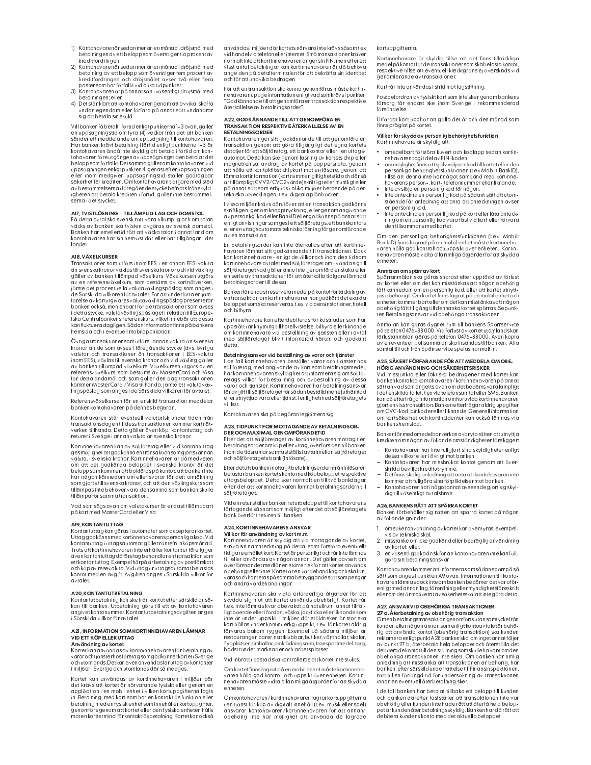1) Kontohavaren är sedan mer än en månad i dröjsmål med betalningen av ett belopp som överstiger tio procent av kreditfordringen
2) Kontohavaren är sedan mer än en månad i dröjsmål med betalning av ett belopp som överstiger fem procent av kreditfordringen och dröjsmålet avser två eller flera poster som har förfallit vid olika tidpunkter;
3) Kontohavaren är på annat sätt i väsentligt dröjsmål med betalningen; eller
4) Det står klart att kontohavaren genom att avvika, skaffa undan egendom eller förfara på annat sätt undandrar sig att betala sin skuld.

Vill banken få betalt i förtid enligt punkterna 1-3 ovan, gäller en uppsägningstid om fyra (4) veckor från det att banken sänder ett meddelande om uppsägning till kontohavaren. Har banken krävt betalning i förtid enligt punkterna 1-3, är kontohavaren ändå inte skyldig att betala i förtid om kontohavaren före utgången av uppsägningstiden betalar det belopp som förfallit. Detsamma gäller om kontohavaren vid uppsägningen enligt punkten 4, genast efter uppsägningen eller inom medgiven uppsägningstid ställer godtagbar säkerhet för krediten. Om kontohavaren tidigare med stöd av bestämmelserna i föregående stycke befriats från skyldigheten att betala krediten i förtid, gäller inte bestämmelsema i det stycket.

**A17. TVISTLÖSNING – TILLÄMPLIG LAG OCH DOMSTOL**
På detta avtal ska svensk rätt vara tillämplig och om talan väcks av banken ska tvisten avgöras av svensk domstol. Banken har emellertid rätt att väcka talan i annat land om kontohavaren har sin hemvist där eller har tillgångar i det landet.

**A18. VÄXELKURSER**
Transaktioner som utförs inom EES i en annan EES-valuta än svenska kronor växlas till svenska kronor och vid växling gäller av banken tillämpad växelkurs. Växelkursen utgörs av en referensväxelkurs, som bestäms av kortnätverken, jämte det procentuella valutaväxlingspåslag som anges i de Särskilda villkoren för avtalet. För att underlätta en jämförelse av kortutgivares valutaväxlingspåslag presenterar banken också, men enbart för de transaktioner som avses i detta stycke, valutaväxlingspåslaget i relation till Europeiska Centralbankens referenskurs, vilket innebär att dessa kan fluktuera dagligen. Sådan information finns på bankens hemsida och i eventuell mobilapplikation.

Övriga transaktioner som utförs i annan valuta än svenska kronor än de som avses i föregående stycke (dvs. övriga valutor och transaktioner än transaktioner i EES-valuta inom EES), växlas till svenska kronor och vid växling gäller av banken tillämpad växelkurs. Växelkursen utgörs av en referensväxelkurs, som bestäms av MasterCard och Visa för detta ändamål och som gäller den dag transaktionen kommer MasterCard / Visa tillhanda, jämte ett valutaväxlingspåslag som anges i de Särskilda villkoren för avtalet.

Referensväxelkursen för en enskild transaktion meddelar banken kontohavaren på dennes begäran.

Kontohavaren står eventuell valutarisk under tiden från transaktionsdagen till dess transaktionen kommer kortnätverken tillhanda. Detta gäller även köp, kontantuttag och returer i Sverige i annan valuta än svenska kronor.

Kortinnehavaren kan av säljföretag eller vid kontantuttag gesmöjlighet att godkänna en transaktion som gjorts i annan valuta, i svenska kronor. Kortinnehavaren är då medveten om att det godkända beloppet i svenska kronor är det belopp som kommer att bokföras på kontot, att banken inte har någon kännedom om eller svarar för den omräkning som gjorts till svenska kronor, och att den växlingskurs som tillämpas inte behöver vara densamma som banken skulle tillämpa för samma transaktion.

Vad som sägs ovan om valutakurser är endast tillämpbart på kort med MasterCard eller Visa.

**A19. KONTANTUTTAG**
Kontantuttag kan göras i automater som accepterar kortet. Uttag godkänns med kortinnehavarens personliga kod. Vid kontantuttag i uttagsautomat gäller räntefri inköpsmånad. Trots att kortinnehavaren inte erhåller kontanter föreligger ett kontantuttag då företag behandlar en transaktion som ett kontantuttag. Exempel härpå är betalning av postförskott och köp av resevaluta. Vid uttag ur uttagsautomat belastas kontot med en avgift. Avgiften anges i Särskilda villkor för avtalet.

**A20. KONTANTUTBETALNING**
Kontantutbetalning kan ske från kontot efter särskild ansökan till banken. Utbetalning görs till ett av kontohavaren angivet kontonummer. Kontantutbetalningsavgiften anges i Särskilda villkor för avtalet.

**A21. INFORMATION SOM KORTINNEHAVAREN LÄMNAR VID ETT KÖP ELLER UTTAG**
**Användning av kortet**
Kortet kan användas av kontoinnehavaren för betalning av varor och tjänster hos företag som godkänner kortet i Sverige och utomlands. Det kan även användas för uttag av kontanter i miljöer i Sverige och utomlands där så medges.

Kortet kan användas av kortinnehavaren i miljöer där det krävs att kortet är närvarande fysiskt eller genom en applikation i en mobil enhet i vilken kortuppgifterna lagts in. Betalning, med kort som har en kontaktlös funktion eller betalning med en fysisk enhet som innehåller kortuppgifter, genomförs genom att kortet eller den fysiska enheten hålls mot en kortterminal för kontaktlös betalning. Kortet kan också användas i miljöer där kortets närvaro inte krävs såsom t ex vid handel via telefon eller internet. Små transaktioner kräver normalt inte att kortinnehavaren anger sin PIN, men efter ett visst antal betalningar kan kortinnehavaren ändå behöva ange den på betalterminalen för att bekräfta sin identitet och för att undvika bedrägeri.

För att en transaktion ska kunna genomföras måste kortinnehavaren uppge information enligt vad som krävs i punkten "Godkännande till att genomföra en transaktion respektive återkallelse av betalningsorder".

**A22. GODKÄNNANDE TILL ATT GENOMFÖRA EN TRANSAKTION RESPEKTIVE ÅTERKALLELSE AV EN BETALNINGSORDER**
Kontohavaren ger sitt godkännande till att genomföra en transaktion genom att göra tillgängligt det egna kortets detaljer för ett säljföretag, ett bankkontor eller i en uttagsautomat. Detta kan ske genom läsning av kortets chip eller magnetremsa, avdrag av kortet på pappersnota, genom att hålla ett kontaktlöst chipkort mot en läsare, genom att lämna kortinformation (kortnummer, giltighetstid och där så är tillämpligt CVV2/CVC2 värde) skriftligt eller muntligt eller på annat sätt som erbjuds i olika miljöer beroende på den tekniska utvecklingen, t.ex. digitala plånböcker.

I vissa miljöer krävs därutöver att en transaktion godkänns skriftligen, genom knapptryckning, eller genom angivande av personlig-kod eller BankID eller godkänns på annat sätt enligt anvisningar som ges i ett säljföretags, ett bankkontors eller en uttagsautomats tekniska lösning för genomförande av en transaktion.

En betalningsorder kan inte återkallas efter att kortinnehavaren lämnat sitt godkännande till transaktionen. Dock kan kortinnehavare - enligt de villkor och inom den tid som kortinnehavare avtalet med säljföretaget om - vända sig till säljföretaget vad gäller ännu inte genomförd enstaka eller en serie av transaktioner för att återkalla tidigare lämnad betalningsorder till dessa.

Banken får endast reservera medel på kontot för täckning av en transaktion om kortinnehavaren har godkänt det exakta beloppet som ska reserveras, t.ex. vid bensinstationer, hotell och bilhyra.

Kortinnehavare kan efterdebiteras för kostnader som har uppstått i anknytning till hotellvistelse, bilhyra eller liknande om kortinnehavare vid beställning av tjänsten eller i avtal med säljföretaget blivit informerad härom och godkänt detta.

**Betalningsansvar vid beställning av varor och tjänster**
I de fall kortinnehavaren beställer varor och tjänster hos säljföretag, med angivande av kort som betalningsmedel, har kortinnehavaren skyldighet att informera sig om säljföretags villkor för beställning och avbeställning av dessa varor och tjänster. Kortinnehavaren har betalningsansvar för avgift till säljföretaget för såda beställd men ej uthämtad eller utnyttjad vara eller tjänst, i enlighet med säljföretagets villkor.

Kontohavaren ska på begäran legitimera sig.

**A23. TIDPUNKT FÖR MOTTAGANDE AV BETALNINGSORDER OCH MAXIMAL GENOMFÖRANDETID**
Efter det att säljföretaget av kortinnehavaren mottagit en betalningsorder om köp eller uttag, överförs den till banken inom de tidsramar som fastställs i avtal mellan säljföretaget och säljföretagets bank (Inlösare).

Efter det att banken mottagit betalningsordern från Inlösaren belastar banken kortets konto med köpbeloppet respektive uttagsbeloppet. Detta sker normalt en till två bankdagar efter det att kortinnehavaren lämnat betalningsordern till säljföretaget.

Vid en retur ställer banken returbeloppet till kontohavarens förfogande så snart som möjligt efter det att säljföretagets bank överfört returen till banken.

**A24. KORTINNEHAVARENS ANSVAR**
**Villkor för användning av kort m.m.**
Kortinnehavaren är skyldig att vid mottagande av kortet, skriva sin namnteckning på detta, samt förstöra eventuellt tidigare erhållet kort. Kortet är personligt och får inte lämnas till eller användas av någon annan. Det gäller oavsett om överlämnandet medför en större risk för att kortet används obehörigt eller inte. Kortet är en värdehandling och ska förvaras och hanteras på samma betryggande sätt som pengar och andra värdehandlingar.

Kortinnehavaren ska vidta erforderliga åtgärder för att skydda sig mot att kortet används obehörigt. Kortet får t.ex. inte lämnas kvar obevakat på hotellrum, annat tillfälligt boende eller i fordon, väska, jackficka eller liknande som inte är under uppsikt. I miljöer där stöldrisken är stor ska kort hållas under kontinuerlig uppsikt, t.ex. får kortet aldrig förvaras bakom ryggen. Exempel på sådana miljöer är restauranger, barer, nattklubbar, butiker, vänthallar, skolor, flygplatser, simhallar, omklädningsrum, transportmedel, torg, badstränder marknader och arbetsplatser.

Vid inbrott i bostad ska kontrolleras att kortet inte stulits.

Om kortet finns lagrat på en mobil enhet måste kortinnehavaren hålla god kontroll och uppsikt över enheten. Kortinnehavaren måste vidta alla rimliga åtgärder för att skydda enheten.

Om kontohavaren/kortinnehavaren lagrar kortuppgifterna i en tjänst för köp av digitalt innehåll (t.ex. musik eller spel) ansvarar kontohavaren/kortinnehavaren för att annan/obehörig inte har möjlighet att använda de lagrade kortuppgifterna.

Kortinnehavaren är skyldig tillse att det finns tillräckliga medel på kontot för de transaktioner som ska belasta kontot, respektive tillse att eventuell kreditgräns ej överskrids vid genomförande av transaktioner.

Kort får inte användas i strid mot lagstiftning.

Postbefordran av fysiskt kort som inte sker genom bankens försorg får endast ske inom Sverige i rekommenderad försändelse.

Utfärdat kort upphör att gälla det år och den månad som finns präglat på kortet.

**Villkor för skydd av personlig behörighetsfunktion**
Kortinnehavare är skyldig att:

- omedelbart förstöra kuvert och kodlapp sedan kortinnehavaren tagit del av PIN-koden,
- om möjlighet finns att själv välja en kod till kortet eller den personliga behörighetsfunktionen (t.ex Mobilt BankID), tillse att denna inte har något samband med kortinnehavarens person-, kort- telefonnummer eller liknande,
- inte avslöja en personlig kod för någon,
- inte anteckna en personlig kod på sådant sätt att utomstående får anledning att anta att anteckningen avser en personlig kod,
- inte anteckna en personlig kod på kortet eller låta anteckning om en personlig kod vara fäst vid kort eller förvara den tillsammans med kortet.

Om den personliga behörighetsfunktionen (t.ex. Mobilt BankID) finns lagrad på en mobil enhet måste kortinnehavaren hålla god kontroll och uppsikt över enheten. Kortinnehavaren måste vidta alla rimliga åtgärder för att skydda enheten.

**Anmälan om spärr av kort**
Spärranmälan ska göras snarast efter upptäckt av förlust av kortet eller om det kan misstänkas att någon obehörig fått kännedom om en personlig kod, eller att kortet utnyttjas obehörigt. Om kortet finns lagrat på en mobil enhet och enheten kommer bort eller om det kan misstänkas att någon obehörig fått tillgång till denna ska kortet spärras. Se punkten Betalningsansvar vid obehöriga transaktioner.

Anmälan kan göras dygnet runt till bankens Spärrservice på telefon 0476-88 000. Vid förlust av kortet utomlands kan förlustanmälan göras på telefon 0476-88000. Även kopia av en eventuell polisanmälan ska insändas till banken. Alla samtal till och från Spärrservice spelas normalt in.

**A25. SÄKERT FÖRFARANDE FÖR ATT MEDDELA OM OBEHÖRIG ANVÄNDNING OCH SÄKERHETSRISKER**
Vid misstänkta eller faktiska bedrägerier med kortet kan banken kontakta kontohavaren/kortinnehavaren på annat sätt än vad som angetts ovan om det bedöms vara lämpligt i det enskilda fallet, t ex via telefonsamtal eller SMS. Banken kan då efterfråga information om huruvida kortinnehavaren gjort en viss transaktion. Banken efterfrågar aldrig uppgifter om CVC-kod, pinkoder eller liknande. Generell information om kortsäkerhet och kortincidenter kan också lämnas via bankens hemsida.

Banken får med omedelbar verkan avbryta rätten att utnyttja krediten om någon av följande omständigheter föreligger:

- Kontohavaren har inte fullgjort sina skyldigheter enligt dessa villkor eller i övrigt mot banken,
- Kontohavaren har missbrukat kontot genom att överskrida beviljat kreditutrymme,
- Det finns skälig anledning att anta att kontohavaren inte kommer att fullgöra sina förpliktelser mot banken.
- Kontohavaren har i något annat avseende gjort sig skyldig till väsentligt avtalsbrott.

**A26. BANKENS RÄTT ATT SPÄRRA KORTET**
Banken förbehåller sig rätten att spärra kortet på någon av följande grunder:

1. om säker användning av kortet kan äventyras, exempelvis av tekniska skäl,
2. misstanke om icke godkänd eller bedräglig användning av kortet, eller,
3. en väsentligt ökad risk för att kontohavaren inte kan fullgöra sitt betalningsansvar.

Kontohavaren kommer att informeras om sådan spärr på så sätt som anges i punkten A9 ovan. Informationen till kontohavaren lämnas dock inte om banken bedömer det vara oförenligt med annan lag, förordning eller myndighets föreskrift eller om det är motiverat av säkerhetsskäl att inte göra detta.

**A27. ANSVAR VID OBEHÖRIGA TRANSAKTIONER**
**27 a. Återbetalning av obehörig transaktion**
Om en betalningstransaktion genomförts utan samtycke från kunden eller någon annan som enligt kontoavtalet är behörig att använda kontot (obehörig transaktion) ska kunden reklamera enligt punkt A28 banken ska, om inget annat följer av punkt 27 b, återbetala hela beloppet och återställa det debiterade kontot till den ställning som skulle ha varit om den obehöriga transaktionen inte skett. Om banken har rimlig anledning att misstänka att transaktionen är behörig, har banken, efter särskild underrättelse till Finansinspektionen, rätt till en förlängd tid för undersökning av transaktionen innan en eventuell återbetalning sker.

I de fall banken har betalat tillbaka ett belopp till kunden och banken därefter fastställer att transaktionen inte var obehörig eller kunden inte hade rätt att erhålla hela beloppet är kunden återbetalningsskyldig. Banken har då rätt att debitera kundens konto med det aktuella beloppet.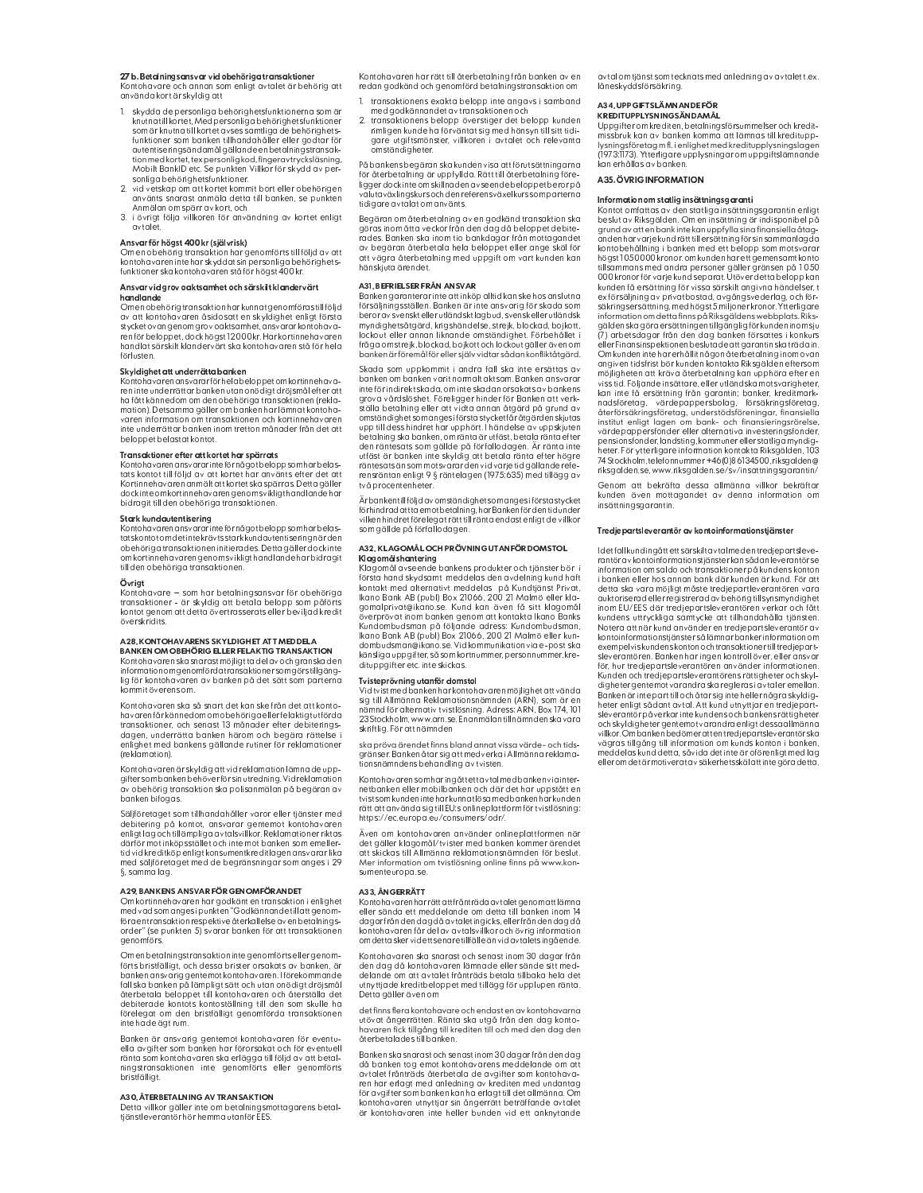### 27 b. Betalningsansvar vid obehöriga transaktioner

Kontohavare och annan som enligt avtalet är behörig att använda kort är skyldig att

1. skydda de personliga behörighetsfunktionerna som är knutna till kortet. Med personliga behörighetsfunktioner som är knutna till kortet avses samtliga de behörighetsfunktioner som banken tillhandahåller eller godtar för autentiseringsändamål gällande en betalningstransaktion med kortet, t ex personlig kod, fingeravtrycksläsning, Mobilt BankID etc. Se punkten Villkor för skydd av personliga behörighetsfunktioner.
2. vid vetskap om att kortet kommit bort eller obehörigen använts snarast anmäla detta till banken, se punkten Anmälan om spärr av kort, och
3. i övrigt följa villkoren för användning av kortet enligt avtalet.

**Ansvar för högst 400 kr (självrisk)**

Om en obehörig transaktion har genomförts till följd av att kontohavaren inte har skyddat sin personliga behörighetsfunktioner ska kontohavaren stå för högst 400 kr.

**Ansvar vid grov oaktsamhet och särskilt klandervärt handlande**

Om en obehörig transaktion har kunnat genomföras till följd av att kontohavaren åsidosatt en skyldighet enligt första stycket ovan genom grov oaktsamhet, ansvarar kontohavaren för beloppet, dock högst 12 000 kr. Har kortinnehavaren handlat särskilt klandervärt ska kontohavaren stå för hela förlusten.

**Skyldighet att underrätta banken**

Kontohavaren ansvarar för hela beloppet om kortinnehavaren inte underrättar banken utan onödigt dröjsmål efter att ha fått kännedom om den obehöriga transaktionen (reklamation). Detsamma gäller om banken har lämnat kontohavaren information om transaktionen och kortinnehavaren inte underrättar banken inom tretton månader från det att beloppet belastat kontot.

**Transaktioner efter att kortet har spärrats**

Kontohavaren ansvarar inte för något belopp som har belastats kontot till följd av att kortet har använts efter det att Kortinnehavaren anmält att kortet ska spärras. Detta gäller dock inte om kortinnehavaren genom svikligt handlande har bidragit till den obehöriga transaktionen.

**Stark kundautentisering**

Kontohavaren ansvarar inte för något belopp som har belastats kontot om det inte krävts stark kundautentisering när den obehöriga transaktionen initierades. Detta gäller dock inte om kortinnehavaren genom svikligt handlande har bidragit till den obehöriga transaktionen.

**Övrigt**

Kontohavare – som har betalningsansvar för obehöriga transaktioner - är skyldig att betala belopp som påförts kontot genom att detta överträsserats eller beviljad kredit överskridits.

### A28. KONTOHAVARENS SKYLDIGHET ATT MEDDELA BANKEN OM OBEHÖRIG ELLER FELAKTIG TRANSAKTION

Kontohavaren ska snarast möjligt ta del av och granska den information om genomförda transaktioner som görs tillgänglig för kontohavaren av banken på det sätt som parterna kommit överens om.

Kontohavaren ska så snart det kan ske från det att kontohavaren får kännedom om obehörigaeller felaktigt utförda transaktioner, och senast 13 månader efter debiteringsdagen, underrätta banken härom och begära rättelse i enlighet med bankens gällande rutiner för reklamationer (reklamation).

Kontohavaren är skyldig att vid reklamation lämna de uppgifter som banken behöver för sin utredning. Vid reklamation av obehörig transaktion ska polisanmälan på begäran av banken bifogas.

Säljföretaget som tillhandahåller varor eller tjänster med debitering på kontot, ansvarar gentemot kontohavaren enligt lag och tillämpliga avtalsvillkor. Reklamationer riktas därför mot inköpsstället och inte mot banken som emellertid vid kreditköp enligt konsumentkreditlagen ansvarar lika med säljföretaget med de begränsningar som anges i 29 §, samma lag.

### A29. BANKENS ANSVAR FÖR GENOMFÖRANDET

Om kortinnehavaren har godkänt en transaktion i enlighet med vad som anges i punkten "Godkännande till att genomföra en transaktion respektive återkallelse av en betalningsorder" (se punkten 5) svarar banken för att transaktionen genomförs.

Om en betalningstransaktion inte genomförts eller genomförts bristfälligt, och dessa brister orsakats av banken, är banken ansvarig gentemot kontohavaren. I förekommande fall ska banken på lämpligt sätt och utan onödigt dröjsmål återbetala beloppet till kontohavaren och återställa det debiterade kontots kontoställning till den som skulle ha förelegat om den bristfälligt genomförda transaktionen inte hade ägt rum.

Banken är ansvarig gentemot kontohavaren för eventuella avgifter som banken har förorsakat och för eventuell ränta som kontohavaren ska erlägga till följd av att betalningstransaktionen inte genomförts eller genomförts bristfälligt.

### A30. ÅTERBETALNING AV TRANSAKTION

Detta villkor gäller inte om betalningsmottagarens betaltjänstleverantör hör hemma utanför EES.

Kontohavaren har rätt till återbetalning från banken av en redan godkänd och genomförd betalningstransaktion om

1. transaktionens exakta belopp inte angavs i samband med godkännandet av transaktionen och
2. transaktionens belopp överstiger det belopp kunden rimligen kunde ha förväntat sig med hänsyn till sitt tidigare utgiftsmönster, villkoren i avtalet och relevanta omständigheter.

På bankens begäran ska kunden visa att förutsättningarna för återbetalning är uppfyllda. Rätt till återbetalning föreligger dock inte om skillnaden avseende beloppet beror på valutaväxlingskurs och den referensväxelkurs som parterna tidigare avtalat om använts.

Begäran om återbetalning av en godkänd transaktion ska göras inom åtta veckor från den dag då beloppet debiterades. Banken ska inom tio bankdagar från mottagandet av begäran återbetala hela beloppet eller ange skäl för att vägra återbetalning med uppgift om vart kunden kan hänskjuta ärendet.

### A31. BEFRIELSER FRÅN ANSVAR

Banken garanterar inte att inköp alltid kan ske hos anslutna försäljningsställen. Banken är inte ansvarig för skada som beror av svenskt eller utländskt lagbud, svensk eller utländsk myndighetsåtgärd, krigshändelse, strejk, blockad, bojkott, lockout eller annan liknande omständighet. Förbehållet i fråga om strejk, blockad, bojkott och lockout gäller även om banken är föremål för eller själv vidtar sådan konfliktåtgärd.

Skada som uppkommit i andra fall ska inte ersättas av banken om banken varit normalt aktsam. Banken ansvarar inte för indirekt skada, om inte skadan orsakats av bankens grova vårdslöshet. Föreligger hinder för Banken att verkställa betalning eller att vidta annan åtgärd på grund av omständighet som anges i första stycket får åtgärden skjutas upp till dess hindret har upphört. I händelse av uppskjuten betalning ska banken, om ränta är utfäst, betala ränta efter den räntesats som gällde på förfallodagen. Är ränta inte utfäst är banken inte skyldig att betala ränta efter högre räntesats än som motsvarar den vid varje tid gällande referensräntan enligt 9 § räntelagen (1975:635) med tillägg av två procentenheter.

Är banken till följd av omständighet som anges i första stycket förhindrad att ta emot betalning, har Banken för den tid under vilken hindret förelegat rätt till ränta endast enligt de villkor som gällde på förfallodagen.

### A32. KLAGOMÅL OCH PRÖVNING UTANFÖR DOMSTOL

**Klagomålshantering**

Klagomål avseende bankens produkter och tjänster bör i första hand skydsamt meddelas den avdelning kund haft kontakt med alternativt meddelas på Kundtjänst Privat, Ikano Bank AB (publ) Box 21066, 200 21 Malmö eller klagomalprivat@ikano.se. Kund kan även få sitt klagomål överprövat inom banken genom att kontakta Ikano Banks Kundombudsman på följande adress: Kundombudsman, Ikano Bank AB (publ) Box 21066, 200 21 Malmö eller kundombudsman@ikano.se. Vid kommunikation via e-post ska känsliga uppgifter, så som kortnummer, personnummer, kredituppgifter etc. inte skickas.

**Tvisteprövning utanför domstol**

Vid tvist med banken har kontohavaren möjlighet att vända sig till Allmänna Reklamationsnämnden (ARN), som är en nämnd för alternativ tvistlösning. Adress: ARN, Box 174, 101 23 Stockholm, www.arn.se. En anmälan till nämnden ska vara skriftlig. För att nämnden

ska pröva ärendet finns bland annat vissa värde- och tidsgränser. Banken åtar sig att medverka i Allmänna reklamationsnämndens behandling av tvisten.

Kontohavaren som har ingått ett avtal med banken via internetbanken eller mobilbanken och där det har uppstått en tvist som kunden inte har kunnat lösa med banken har kunden rätt att använda sig till EU:s onlineplattform för tvistlösning: https://ec.europa.eu/consumers/odr/.

Även om kontohavaren använder onlineplattformen när det gäller klagomål/tvister med banken kommer ärendet att skickas till Allmänna reklamationsnämnden för beslut. Mer information om tvistlösning online finns på www.konsumenteuropa.se.

### A33. ÅNGERRÄTT

Kontohavaren har rätt att frånträda avtalet genom att lämna eller sända ett meddelande om detta till banken inom 14 dagar från den dag då avtalet ingicks, eller från den dag då kontohavaren får del av avtalsvillkor och övrig information om detta sker vid ett senare tillfälle än vid avtalets ingående.

Kontohavaren ska snarast och senast inom 30 dagar från den dag då kontohavaren lämnade eller sände sitt meddelande om att avtalet frånträds betala tillbaka hela det utnyttjade kreditbeloppet med tillägg för upplupen ränta. Detta gäller även om

det finns flera kontohavare och endast en av kontohavarna utövat ångerrätten. Ränta ska utgå från den dag kontohavaren fick tillgång till krediten till och med den dag den återbetalades till banken.

Banken ska snarast och senast inom 30 dagar från den dag då banken tog emot kontohavarens meddelande om att avtalet frånträds återbetala de avgifter som kontohavaren har erlagt med anledning av krediten med undantag för avgifter som banken kan ha erlagt till det allmänna. Om kontohavaren utnyttjar sin ångerrätt beträffande avtalet är kontohavaren inte heller bunden vid ett anknytande

avtal om tjänst som tecknats med anledning av avtalet t.ex. låneskyddsförsäkring.

### A34. UPPGIFTSLÄMNANDE FÖR KREDITUPPLYSNINGSÄNDAMÅL

Uppgifter om krediten, betalningsförsummelser och kreditmissbruk kan av banken komma att lämnas till kreditupplysningsföretag m.fl. i enlighet med kreditupplysningslagen (1973:1173). Ytterligare upplysningar om uppgiftslämnande kan erhållas av banken.

### A35. ÖVRIG INFORMATION

**Information om statlig insättningsgaranti**

Kontot omfattas av den statliga insättningsgarantin enligt beslut av Riksgälden. Om en insättning är indisponibel på grund av att en bank inte kan uppfylla sina finansiella åtaganden har varje kund rätt till ersättning för sin sammanlagda kontobehållning i banken med ett belopp som motsvarar högst 1 050 000 kronor. om kunden har ett gemensamt konto tillsammans med andra personer gäller gränsen på 1 050 000 kronor för varje kund separat. Utöver detta belopp kan kunden få ersättning för vissa särskilt angivna händelser, t ex försäljning av privatbostad, avgångsvederlag, och försäkringsersättning, med högst 5 miljoner kronor. Ytterligare information om detta finns på Riksgäldens webbplats. Riksgälden ska göra ersättningen tillgänglig för kunden inom sju (7) arbetsdagar från den dag banken försattes i konkurs eller Finansinspektionen beslutade att garantin ska träda in. Om kunden inte har erhållit någon återbetalning inom ovan angiven tidsfrist bör kunden kontakta Riksgälden eftersom möjligheten att kräva återbetalning kan upphöra efter en viss tid. Följande insättare, eller utländska motsvarigheter, kan inte få ersättning från garantin; banker, kreditmarknadsföretag, värdepappersbolag, försäkringsföretag, återförsäkringsföretag, understödsföreningar, finansiella institut enligt lagen om bank- och finansieringsrörelse, värdepappersfonder eller alternativa investeringsfonder, pensionsfonder, landsting, kommuner eller statliga myndigheter. För ytterligare information kontakta Riksgälden, 103 74 Stockholm, telefonnummer +46(0)8 6134500, riksgalden@riksgalden.se, www.riksgalden.se/sv/insattningsgarantin/

Genom att bekräfta dessa allmänna villkor bekräftar kunden även mottagandet av denna information om insättningsgarantin.

**Tredjepartsleverantör av kontoinformationstjänster**

Idet fall kunding ått ett särskilt avtal med en tredjepartsleverantör av kontoinformationstjänster kan sådan leverantör se information om saldo och transaktioner på kundens konton i banken eller hos annan bank där kunden är kund. För att detta ska vara möjligt måste tredjepartleverantören vara auktoriserad eller registrerad av behörig tillsynsmyndighet inom EU/EES där tredjepartsleverantören verkar och fått kundens uttryckliga samtycke att tillhandahålla tjänsten. Notera att när kund använder en tredjepartsleverantör av kontoinformationstjänster så lämnar banken information om exempelvis kundens konton och transaktioner till tredjepartsleverantören. Banken har ingen kontroll över, eller ansvar för, hur tredjepartsleverantören använder informationen. Kunden och tredjepartsleverantörens rättigheter och skyldigheter gentemot varandra ska regleras i avtal er emellan. Banken är inte part till och åtar sig inte heller några skyldigheter enligt sådant avtal. Att kund utnyttjar en tredjepartsleverantör påverkar inte kundens och bankens rättigheter och skyldigheter gentemot varandra enligt dessa allmänna villkor. Om banken bedömer att en tredjepartsleverantör ska vägras tillgång till information om kunds konton i banken, meddelas kund detta, såvida det inte är oförenligt med lag eller om det är motiverat av säkerhetsskäl att inte göra detta.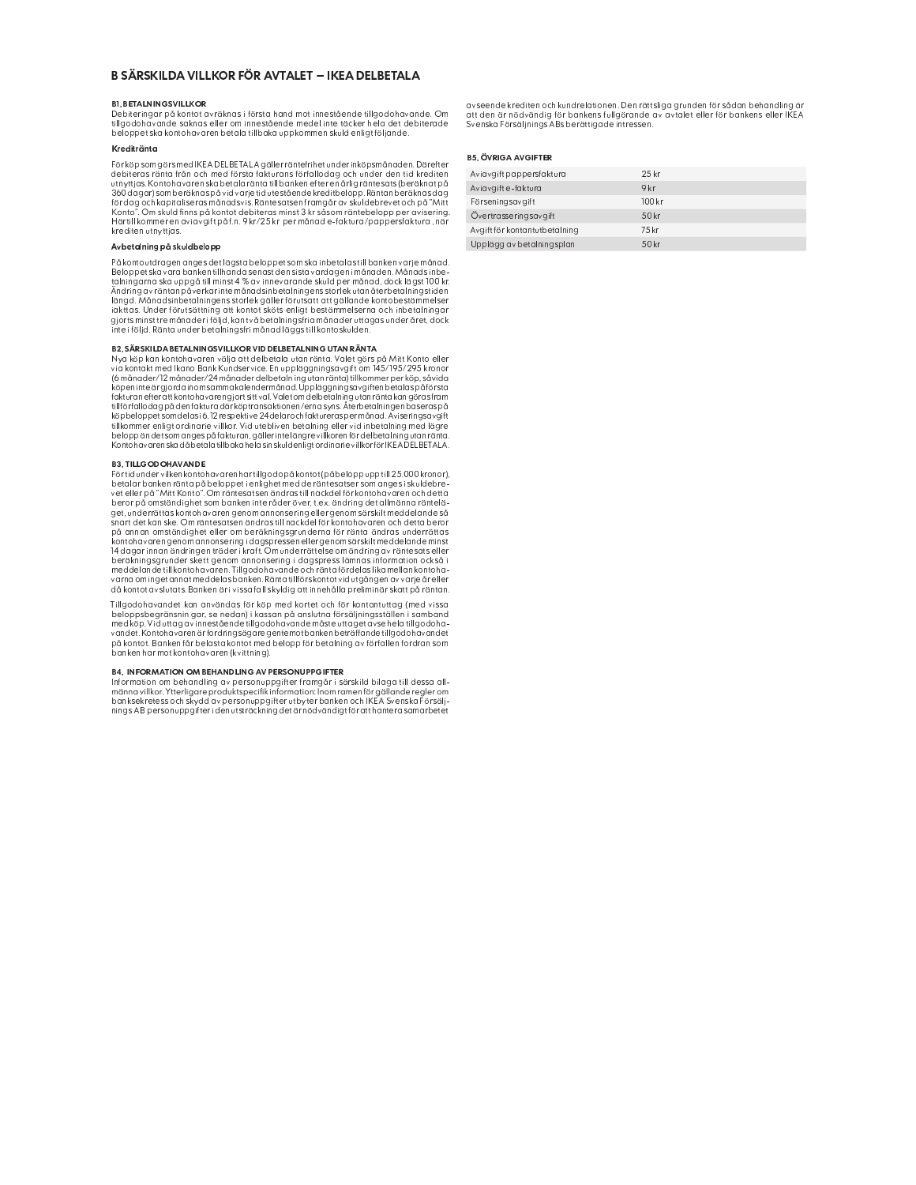## B SÄRSKILDA VILLKOR FÖR AVTALET – IKEA DELBETALA

#### B1, BETALNINGSVILLKOR

Debiteringar på kontot avräknas i första hand mot innestående tillgodohavande. Om tillgodohavande saknas eller om innestående medel inte täcker hela det debiterade beloppet ska kontohavaren betala tillbaka uppkommen skuld enligt följande.

#### Kreditränta

För köp som görs med IKEA DELBETALA gäller räntefrihet under inköpsmånaden. Därefter debiteras ränta från och med första fakturans förfallodag och under den tid krediten utnyttjas. Kontohavaren ska betala ränta till banken efter en årlig räntesats (beräknat på 360 dagar) som beräknas på vid varje tid utestående kreditbelopp. Räntan beräknas dag för dag och kapitaliseras månadsvis. Räntesatsen framgår av skuldebrevet och på "Mitt Konto". Om skuld finns på kontot debiteras minst 3 kr såsom räntebelopp per avisering. Härtill kommer en aviavgift på f.n. 9 kr/25 kr per månad e-faktura/pappersfaktura, när krediten utnyttjas.

#### Avbetalning på skuldbelopp

På kontoutdragen anges det lägsta beloppet som ska inbetalas till banken varje månad. Beloppet ska vara banken tillhanda senast den sista vardagen i månaden. Månadsinbetalningarna ska uppgå till minst 4 % av innevarande skuld per månad, dock lägst 100 kr. Ändring av räntan påverkar inte månadsinbetalningens storlek utan återbetalningstiden längd. Månadsinbetalningens storlek gäller förutsatt att gällande kontobestämmelser iakttas. Under förutsättning att kontot sköts enligt bestämmelserna och inbetalningar gjorts minst tre månader i följd, kan två betalningsfria månader uttagas under året, dock inte i följd. Ränta under betalningsfri månad läggs till kontoskulden.

#### B2, SÄRSKILDA BETALNINGSVILLKOR VID DELBETALNING UTAN RÄNTA

Nya köp kan kontohavaren välja att delbetala utan ränta. Valet görs på Mitt Konto eller via kontakt med Ikano Bank Kundservice. En uppläggningsavgift om 145/195/295 kronor (6 månader/12 månader/24 månader delbetalning utan ränta) tillkommer per köp, såvida köpen inte är gjorda inom samma kalendermånad. Uppläggningsavgiften betalas på första fakturan efter att kontohavaren gjort sitt val. Valet om delbetalning utan ränta kan göras fram till förfallodag på den faktura där köptransaktionen/erna syns. Återbetalningen baseras på köpbeloppet som delas i 6, 12 respektive 24 delar och faktureras per månad. Aviseringsavgift tillkommer enligt ordinarie villkor. Vid utebliven betalning eller vid inbetalning med lägre belopp än det som anges på fakturan, gäller inte längre villkoren för delbetalning utan ränta. Kontohavaren ska då betala tillbaka hela sin skuld enligt ordinarie villkor för IKEA DELBETALA.

#### B3, TILLGODOHAVANDE

För tid under vilken kontohavaren har tillgodo på kontot (på belopp upp till 25.000 kronor), betalar banken ränta på beloppet i enlighet med de räntesatser som anges i skuldebrevet eller på "Mitt Konto". Om räntesatsen ändras till nackdel för kontohavaren och detta beror på omständighet som banken inte råder över, t.ex. ändring det allmänna ränteläget, underrättas kontohavaren genom annonsering eller genom särskilt meddelande så snart det kan ske. Om räntesatsen ändras till nackdel för kontohavaren och detta beror på annan omständighet eller om beräkningsgrunderna för ränta ändras underrättas kontohavaren genom annonsering i dagspressen eller genom särskilt meddelande minst 14 dagar innan ändringen träder i kraft. Om underrättelse om ändring av räntesats eller beräkningsgrunder skett genom annonsering i dagspress lämnas information också i meddelande till kontohavaren. Tillgodohavande och ränta fördelas lika mellan kontohavarna om inget annat meddelas banken. Ränta tillförs kontot vid utgången av varje år eller då kontot avslutats. Banken är i vissa fall skyldig att innehålla preliminär skatt på räntan.

Tillgodohavandet kan användas för köp med kortet och för kontantuttag (med vissa beloppsbegränsningar, se nedan) i kassan på anslutna försäljningsställen i samband med köp. Vid uttag av innestående tillgodohavande måste uttaget avse hela tillgodohavandet. Kontohavaren är fordringsägare gentemot banken beträffande tillgodohavandet på kontot. Banken får belasta kontot med belopp för betalning av förfallen fordran som banken har mot kontohavaren (kvittning).

#### B4, INFORMATION OM BEHANDLING AV PERSONUPPGIFTER

Information om behandling av personuppgifter framgår i särskild bilaga till dessa allmänna villkor. Ytterligare produktspecifik information: Inom ramen för gällande regler om banksekretess och skydd av personuppgifter utbyter banken och IKEA Svenska Försäljnings AB personuppgifter i den utsträckning det är nödvändigt för att hantera samarbetet avseende krediten och kundrelationen. Den rättsliga grunden för sådan behandling är att den är nödvändig för bankens fullgörande av avtalet eller för bankens eller IKEA Svenska Försäljnings ABs berättigade intressen.

#### B5, ÖVRIGA AVGIFTER

| | |
|---|---|
| Aviavgift pappersfaktura | 25 kr |
| Aviavgift e-faktura | 9 kr |
| Förseningsavgift | 100 kr |
| Övertrasseringsavgift | 50 kr |
| Avgift för kontantutbetalning | 75 kr |
| Upplägg av betalningsplan | 50 kr |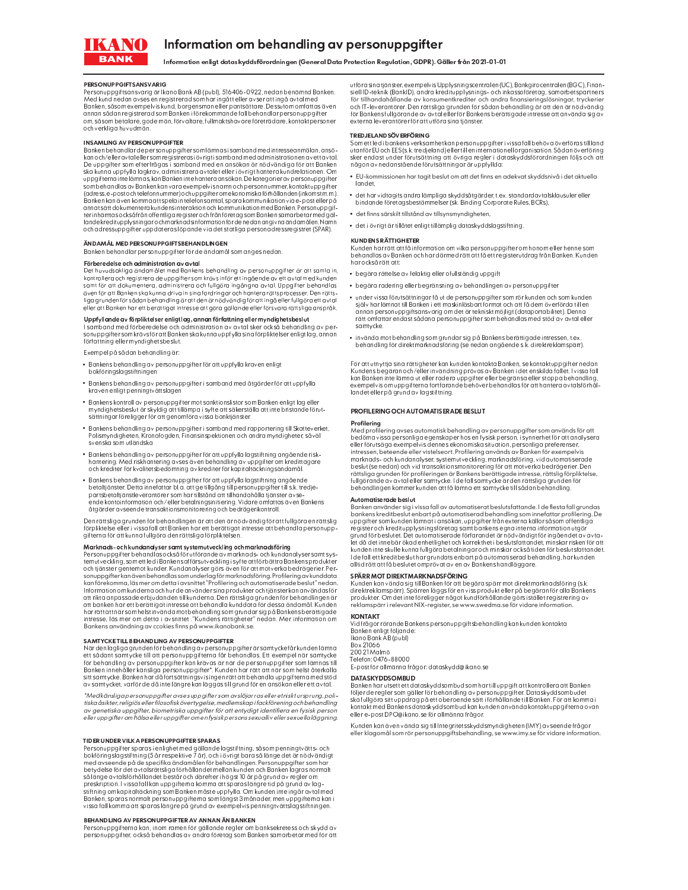IKANO BANK

# Information om behandling av personuppgifter

**Information enligt dataskyddsförordningen (General Data Protection Regulation, GDPR). Gäller från 2021-01-01**

## PERSONUPPGIFTSANSVARIG

Personuppgiftsansvarig är Ikano Bank AB (publ), 516406-0922, nedan benämnd Banken. Med kund nedan avses en registrerad som har ingått eller avser att ingå avtal med Banken, såsom exempelvis kund, borgensman eller pantsättare. Dessutom omfattas även annan sådan registrerad som Banken i förekommande fall behandlar personuppgifter om, såsom betalare, gode män, förvaltare, fullmaktshavare företrädare, kontaktpersoner och verkliga huvudmän.

## INSAMLING AV PERSONUPPGIFTER

Banken behandlar de personuppgifter som lämnas i samband med intresseanmälan, ansökan och/eller avtal eller som registreras i övrigt i samband med administrationen av ett avtal. De uppgifter som efterfrågas i samband med en ansökan är nödvändiga för att Banken ska kunna uppfylla lagkrav, administrera avtalet eller i övrigt hantera kundrelationen. Om uppgifterna inte lämnas, kan Banken inte hantera ansökan. De kategorier av personuppgifter som behandlas av Banken kan vara exempelvis namn och personnummer, kontaktuppgifter (adress, e-post och telefonnummer) och uppgifter om ekonomiska förhållanden (inkomst m.m.). Banken kan även komma att spela in telefonsamtal, spara kommunikation via e-post eller på annat sätt dokumentera kundens interaktion och kommunikation med Banken. Personuppgifter inhämtas också från offentliga register och från företag som Banken samarbetar med gällande kreditupplysningar och marknadsinformation för de nedan angivna ändamålen. Namn och adressuppgifter uppdateras löpande via det statliga personadressregistret (SPAR).

## ÄNDAMÅL MED PERSONUPPGIFTSBEHANDLINGEN

Banken behandlar personuppgifter för de ändamål som anges nedan.

### Förberedelse och administration av avtal

Det huvudsakliga ändamålet med Bankens behandling av personuppgifter är att samla in, kontrollera och registrera de uppgifter som krävs inför ett ingående av ett avtal med kunden samt för att dokumentera, administrera och fullgöra ingångna avtal. Uppgifter behandlas även för att Banken ska kunna driva in sina fordringar och hantera rättsprocesser. Den rättsliga grunden för sådan behandling är att den är nödvändig för att ingå eller fullgöra ett avtal eller att Banken har ett berättigat intresse att göra gällande eller försvara rättsliga anspråk.

### Uppfyllande av förpliktelser enligt lag, annan författning eller myndighetsbeslut

I samband med förberedelse och administration av avtal sker också behandling av personuppgifter som krävs för att Banken ska kunna uppfylla sina förpliktelser enligt lag, annan författning eller myndighetsbeslut.

Exempel på sådan behandling är:

- Bankens behandling av personuppgifter för att uppfylla kraven enligt bokföringslagstiftningen
- Bankens behandling av personuppgifter i samband med åtgärder för att uppfylla kraven enligt penningtvättslagen
- Bankens kontroll av personuppgifter mot sanktionslistor som Banken enligt lag eller myndighetsbeslut är skyldig att tillämpa i syfte att säkerställa att inte bristande förutsättningar föreligger för att genomföra vissa banktjänster
- Bankens behandling av personuppgifter i samband med rapportering till Skatteverket, Polismyndigheten, Kronofogden, Finansinspektionen och andra myndigheter, såväl svenska som utländska
- Bankens behandling av personuppgifter för att uppfylla lagstiftning angående riskhantering. Med riskhantering avses även behandling av uppgifter om kredittagare och krediter för kvalitetsbedömning av krediter för kapitaltäckningsändamål.
- Bankens behandling av personuppgifter för att uppfylla lagstiftning angående betaltjänster. Detta innefattar bl.a. att ge tillgång till personuppgifter till s.k. tredjepartsbetaltjänstleverantörer som har tillstånd att tillhandahålla tjänster avseende kontoinformation och/eller betalningsinitiering. Vidare omfattas även Bankens åtgärder avseende transaktionsmonitorering och bedrägerikontroll.

Den rättsliga grunden för behandlingen är att den är nödvändig för att fullgöra en rättslig förpliktelse eller i vissa fall att Banken har ett berättigat intresse att behandla personuppgifterna för att kunna fullgöra den rättsliga förpliktelsen.

### Marknads- och kundanalyser samt systemutveckling och marknadsföring

Personuppgifter behandlas också för utförande av marknads- och kundanalyser samt systemutveckling, som ett led i Bankens affärsutveckling i syfte att förbättra Bankens produkter och tjänster gentemot kunder. Kundanalyser görs även för att motverka bedrägerier. Personuppgifter kan även behandlas som underlag för marknadsföring. Profilering av kunddata kan förekomma, läs mer om detta i avsnittet "Profilering och automatiserade beslut" nedan. Information om kunderna och hur de använder sina produkter och tjänster kan användas för att rikta anpassade erbjudanden till kunderna. Den rättsliga grunden för behandlingen är att banken har ett berättigat intresse att behandla kunddata för dessa ändamål. Kunden har rätt att när som helst invända mot behandling som grundar sig på Bankens berättigade intresse, läs mer om detta i avsnittet ."Kundens rättigheter" nedan. Mer information om Bankens användning av cookies finns på www.ikanobank.se.

## SAMTYCKE TILL BEHANDLING AV PERSONUPPGIFTER

När den lagliga grunden för behandling av personuppgifter är samtycke får kunden lämna ett sådant samtycke till att personuppgifterna får behandlas. Ett exempel när samtycke för behandling av personuppgifter kan krävas är när de personuppgifter som lämnas till Banken innehåller känsliga personuppgifter*. Kunden har rätt att när som helst återkalla sitt samtycke. Banken har då fortsättningsvis ingen rätt att behandla uppgifterna med stöd av samtycket, varför de då inte längre kan läggas till grund för en ansökan eller ett avtal.

*\*Med känsliga personuppgifter avses uppgifter som avslöjar ras eller etniskt ursprung, politiska åsikter, religiös eller filosofisk övertygelse, medlemskap i fackförening och behandling av genetiska uppgifter, biometriska uppgifter för att entydigt identifiera en fysisk person eller uppgifter om hälsa eller uppgifter om en fysisk persons sexualliv eller sexuella läggning.*

## TIDER UNDER VILKA PERSONUPPGIFTER SPARAS

Personuppgifter sparas i enlighet med gällande lagstiftning, såsom penningtvätts- och bokföringslagstiftning (5 år respektive 7 år), och i övrigt bara så länge det är nödvändigt med avseende på de specifika ändamålen för behandlingen. Personuppgifter som har betydelse för det avtalsrättsliga förhållandet mellan kunden och Banken lagras normalt så länge avtalsförhållandet består och därefter i högst 10 år på grund av regler om preskription. I vissa fall kan uppgifterna komma att sparas längre tid på grund av lagstiftning om kapitaltäckning som Banken måste uppfylla. Om kunden inte ingår avtal med Banken, sparas normalt personuppgifterna som längst 3 månader, men uppgifterna kan i vissa fall komma att sparas längre på grund av exempelvis penningtvättslagstiftningen.

## BEHANDLING AV PERSONUPPGIFTER AV ANNAN ÄN BANKEN

Personuppgifterna kan, inom ramen för gällande regler om banksekretess och skydd av personuppgifter, också behandlas av andra företag som Banken samarbetar med för att utföra sina tjänster, exempelvis Upplysningscentralen (UC), Bankgirocentralen (BGC), Finansiell ID-teknik (BankID), andra kreditupplysnings- och inkassoföretag, samarbetspartners för tillhandahållande av konsumentkrediter och andra finansieringslösningar, tryckerier och IT-leverantörer. Den rättsliga grunden för sådan behandling är att den är nödvändig för Bankens fullgörande av avtal eller för Bankens berättigade intresse att använda sig av externa leverantörer för att utföra sina tjänster.

## TREDJELANDSÖVERFÖRING

Som ett led i bankens verksamhet kan personuppgifter i vissa fall behöva överföras till land utanför EU och EES (s.k. tredjeland) eller till en internationell organisation. Sådan överföring sker endast under förutsättning att övriga regler i dataskyddsförordningen följs och att någon av nedanstående förutsättningar är uppfyllda:

- EU-kommissionen har tagit beslut om att det finns en adekvat skyddsnivå i det aktuella landet,
- det har vidtagits andra lämpliga skyddsåtgärder, t.ex. standardavtalsklausuler eller bindande företagsbestämmelser (sk. Binding Corporate Rules, BCRs),
- det finns särskilt tillstånd av tillsynsmyndigheten,
- det i övrigt är tillåtet enligt tillämplig dataskyddslagstiftning.

## KUNDENS RÄTTIGHETER

Kunden har rätt att få information om vilka personuppgifter om honom eller henne som behandlas av Banken och har därmed rätt att få ett registerutdrag från Banken. Kunden har också rätt att:

- begära rättelse av felaktig eller ofullständig uppgift
- begära radering eller begränsning av behandlingen av personuppgifter
- under vissa förutsättningar få ut de personuppgifter som rör kunden och som kunden själv har lämnat till Banken i ett maskinläsbart format och att få dem överförda till en annan personuppgiftsansvarig om det är tekniskt möjligt (dataportabilitet). Denna rätt omfattar endast sådana personuppgifter som behandlas med stöd av avtal eller samtycke.
- invända mot behandling som grundar sig på Bankens berättigade intressen, t.ex. behandling för direktmarknadsföring (se nedan angående s.k. direktreklamspärr).

För att utnyttja sina rättigheter kan kunden kontakta Banken, se kontaktuppgifter nedan. Kundens begäran och/eller invändning prövas av Banken i det enskilda fallet. I vissa fall kan Banken inte lämna ut eller radera uppgifter eller begränsa eller stoppa behandling, exempelvis om uppgifterna fortfarande behöver behandlas för att hantera avtalsförhållandet eller på grund av lagstiftning.

## PROFILERING OCH AUTOMATISERADE BESLUT

### Profilering

Med profilering avses automatisk behandling av personuppgifter som används för att bedöma vissa personliga egenskaper hos en fysisk person, i synnerhet för att analysera eller förutsäga exempelvis dennes ekonomiska situation, personliga preferenser, intressen, beteende eller vistelseort. Profilering används av Banken för exempelvis marknads- och kundanalyser, systemutveckling, marknadsföring, vid automatiserade beslut (se nedan) och vid transaktionsmonitorering för att motverka bedrägerier. Den rättsliga grunden för profileringen är Bankens berättigade intresse, rättslig förpliktelse, fullgörande av avtal eller samtycke. I de fall samtycke är den rättsliga grunden för behandlingen kommer kunden att få lämna ett samtycke till sådan behandling.

### Automatiserade beslut

Banken använder sig i vissa fall av automatiserat beslutsfattande. I de flesta fall grundas bankens kreditbeslut enbart på automatiserad behandling som innefattar profilering. De uppgifter som kunden lämnat i ansökan, uppgifter från externa källor såsom offentliga register och kreditupplysningsföretag samt bankens egna interna information utgör grund för beslutet. Det automatiserade förfarandet är nödvändigt för ingåendet av avtalet då det innebär ökad enhetlighet och korrekthet i beslutsfattandet, minskar risken för att kunden inte skulle kunna fullgöra betalningar och minskar också tiden för beslutsfattandet. I de fall ett kreditbeslut har grundats enbart på automatiserad behandling, har kunden alltid rätt att få beslutet omprövat av en av Bankens handläggare.

## SPÄRR MOT DIREKTMARKNADSFÖRING

Kunden kan vända sig till Banken för att begära spärr mot direktmarknadsföring (s.k. direktreklamspärr). Spärren läggs för en viss produkt eller på begäran för alla Bankens produkter. Om det inte föreligger något kundförhållande görs istället registrering av reklamspärr i relevant NIX-register, se www.swedma.se för vidare information.

## KONTAKT

Vid frågor rörande Bankens personuppgiftsbehandling kan kunden kontakta Banken enligt följande:
Ikano Bank AB (publ)
Box 21066
200 21 Malmö
Telefon: 0476-88000
E-post för allmänna frågor: dataskydd@ikano.se

## DATASKYDDSOMBUD

Banken har utsett ett dataskyddsombud som har till uppgift att kontrollera att Banken följer de regler som gäller för behandling av personuppgifter. Dataskyddsombudet ska fullgöra sitt uppdrag på ett oberoende sätt i förhållande till Banken. För att komma i kontakt med Bankens dataskyddsombud kan kunden använda kontaktuppgifterna ovan eller e-post DPO@ikano.se för allmänna frågor.

Kunden kan även vända sig till Integritetsskyddsmyndigheten (IMY) avseende frågor eller klagomål som rör personuppgiftsbehandling, se www.imy.se för vidare information.